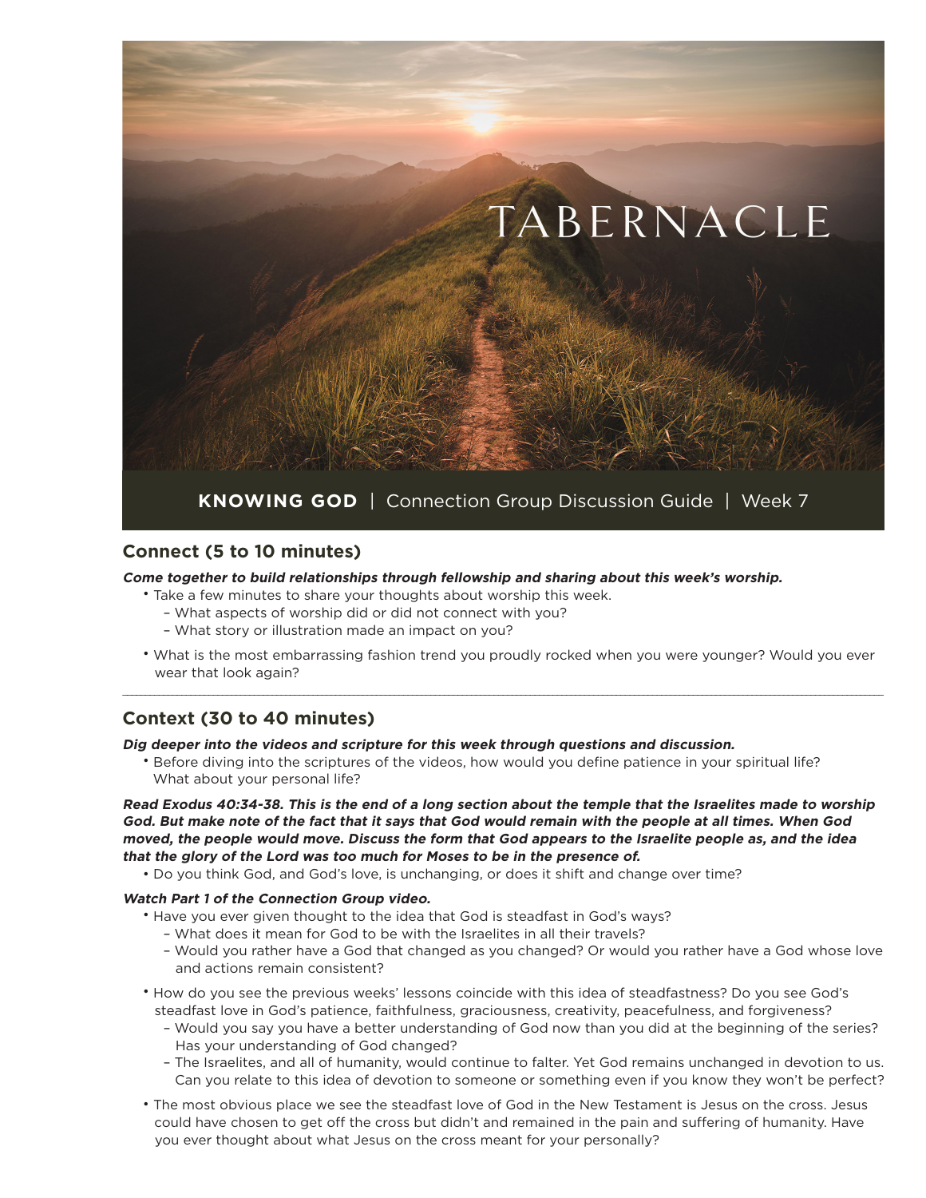# TABERNACLE

**KNOWING GOD** | Connection Group Discussion Guide | Week 7

## Connect (5 to 10 minutes)

***Come together to build relationships through fellowship and sharing about this week's worship.***

- Take a few minutes to share your thoughts about worship this week.
  - What aspects of worship did or did not connect with you?
  - What story or illustration made an impact on you?
- What is the most embarrassing fashion trend you proudly rocked when you were younger? Would you ever wear that look again?

---

## Context (30 to 40 minutes)

***Dig deeper into the videos and scripture for this week through questions and discussion.***

- Before diving into the scriptures of the videos, how would you define patience in your spiritual life? What about your personal life?

***Read Exodus 40:34-38. This is the end of a long section about the temple that the Israelites made to worship God. But make note of the fact that it says that God would remain with the people at all times. When God moved, the people would move. Discuss the form that God appears to the Israelite people as, and the idea that the glory of the Lord was too much for Moses to be in the presence of.***

- Do you think God, and God's love, is unchanging, or does it shift and change over time?

***Watch Part 1 of the Connection Group video.***

- Have you ever given thought to the idea that God is steadfast in God's ways?
  - What does it mean for God to be with the Israelites in all their travels?
  - Would you rather have a God that changed as you changed? Or would you rather have a God whose love and actions remain consistent?
- How do you see the previous weeks' lessons coincide with this idea of steadfastness? Do you see God's steadfast love in God's patience, faithfulness, graciousness, creativity, peacefulness, and forgiveness?
  - Would you say you have a better understanding of God now than you did at the beginning of the series? Has your understanding of God changed?
  - The Israelites, and all of humanity, would continue to falter. Yet God remains unchanged in devotion to us. Can you relate to this idea of devotion to someone or something even if you know they won't be perfect?
- The most obvious place we see the steadfast love of God in the New Testament is Jesus on the cross. Jesus could have chosen to get off the cross but didn't and remained in the pain and suffering of humanity. Have you ever thought about what Jesus on the cross meant for your personally?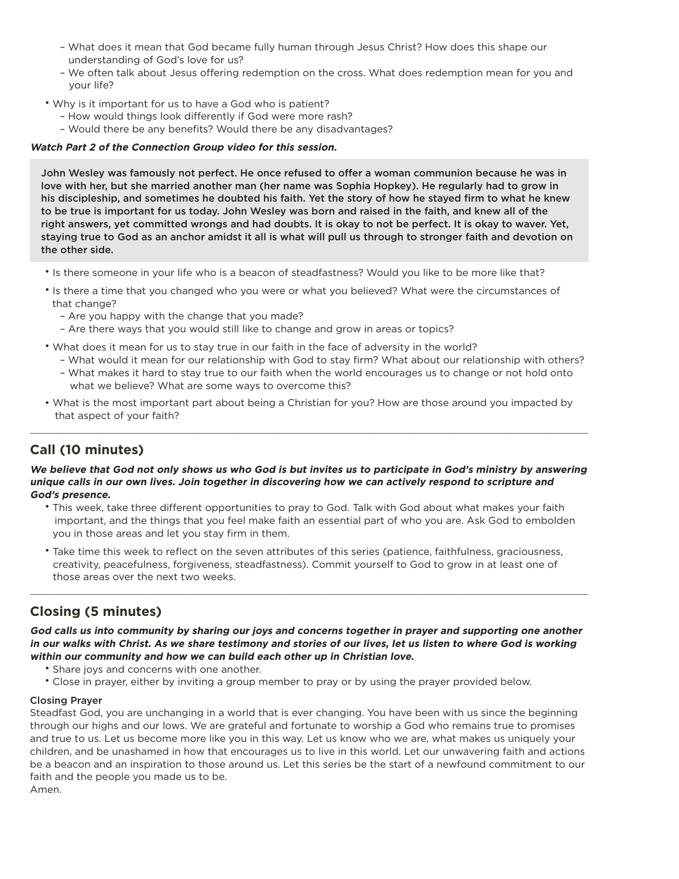- What does it mean that God became fully human through Jesus Christ? How does this shape our understanding of God's love for us?
  - We often talk about Jesus offering redemption on the cross. What does redemption mean for you and your life?
- Why is it important for us to have a God who is patient?
  - How would things look differently if God were more rash?
  - Would there be any benefits? Would there be any disadvantages?

***Watch Part 2 of the Connection Group video for this session.***

> **John Wesley was famously not perfect. He once refused to offer a woman communion because he was in love with her, but she married another man (her name was Sophia Hopkey). He regularly had to grow in his discipleship, and sometimes he doubted his faith. Yet the story of how he stayed firm to what he knew to be true is important for us today. John Wesley was born and raised in the faith, and knew all of the right answers, yet committed wrongs and had doubts. It is okay to not be perfect. It is okay to waver. Yet, staying true to God as an anchor amidst it all is what will pull us through to stronger faith and devotion on the other side.**

- Is there someone in your life who is a beacon of steadfastness? Would you like to be more like that?
- Is there a time that you changed who you were or what you believed? What were the circumstances of that change?
  - Are you happy with the change that you made?
  - Are there ways that you would still like to change and grow in areas or topics?
- What does it mean for us to stay true in our faith in the face of adversity in the world?
  - What would it mean for our relationship with God to stay firm? What about our relationship with others?
  - What makes it hard to stay true to our faith when the world encourages us to change or not hold onto what we believe? What are some ways to overcome this?
- What is the most important part about being a Christian for you? How are those around you impacted by that aspect of your faith?

---

## Call (10 minutes)

***We believe that God not only shows us who God is but invites us to participate in God's ministry by answering unique calls in our own lives. Join together in discovering how we can actively respond to scripture and God's presence.***

- This week, take three different opportunities to pray to God. Talk with God about what makes your faith important, and the things that you feel make faith an essential part of who you are. Ask God to embolden you in those areas and let you stay firm in them.
- Take time this week to reflect on the seven attributes of this series (patience, faithfulness, graciousness, creativity, peacefulness, forgiveness, steadfastness). Commit yourself to God to grow in at least one of those areas over the next two weeks.

---

## Closing (5 minutes)

***God calls us into community by sharing our joys and concerns together in prayer and supporting one another in our walks with Christ. As we share testimony and stories of our lives, let us listen to where God is working within our community and how we can build each other up in Christian love.***

- Share joys and concerns with one another.
- Close in prayer, either by inviting a group member to pray or by using the prayer provided below.

### Closing Prayer

Steadfast God, you are unchanging in a world that is ever changing. You have been with us since the beginning through our highs and our lows. We are grateful and fortunate to worship a God who remains true to promises and true to us. Let us become more like you in this way. Let us know who we are, what makes us uniquely your children, and be unashamed in how that encourages us to live in this world. Let our unwavering faith and actions be a beacon and an inspiration to those around us. Let this series be the start of a newfound commitment to our faith and the people you made us to be.
Amen.